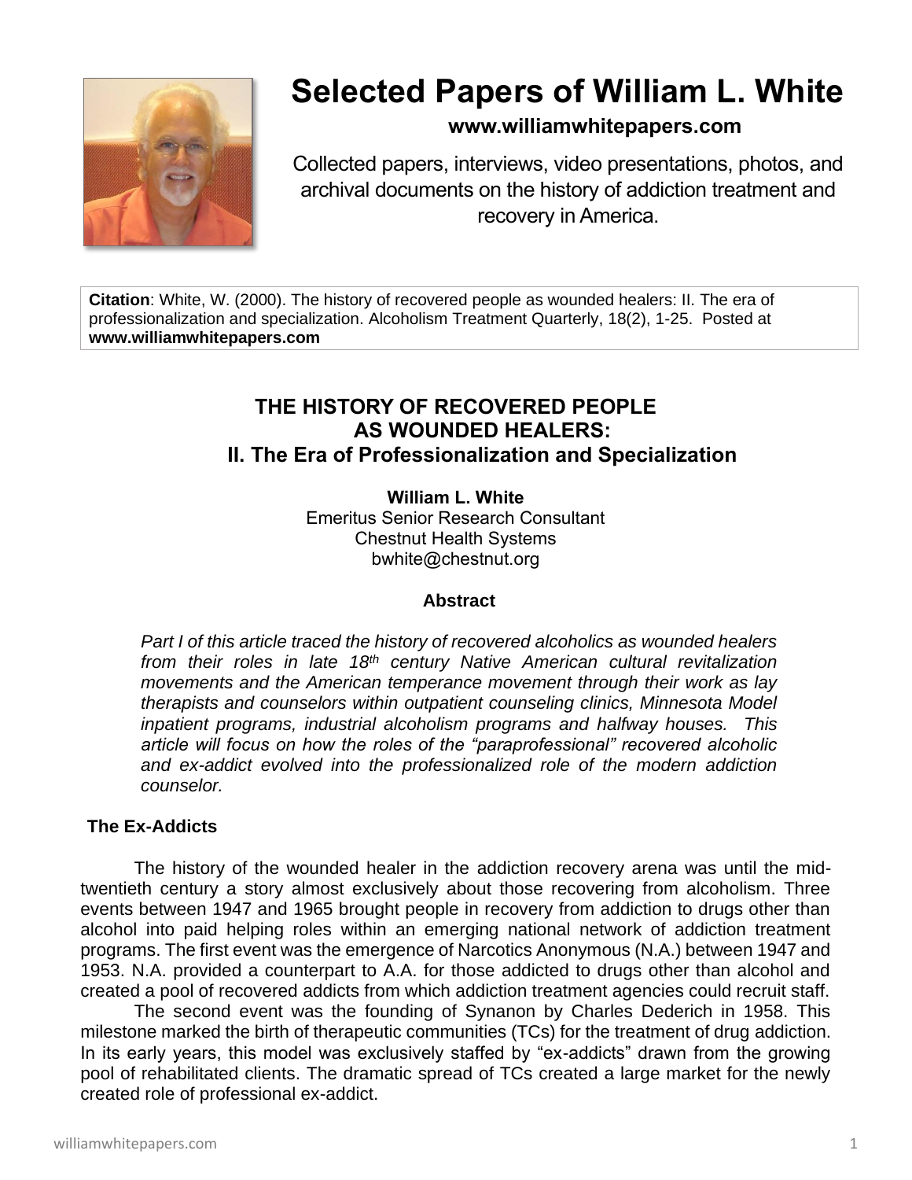# Selected Papers of William L. White

**www.williamwhitepapers.com**

Collected papers, interviews, video presentations, photos, and archival documents on the history of addiction treatment and recovery in America.

**Citation**: White, W. (2000). The history of recovered people as wounded healers: II. The era of professionalization and specialization. Alcoholism Treatment Quarterly, 18(2), 1-25. Posted at **www.williamwhitepapers.com**

## THE HISTORY OF RECOVERED PEOPLE AS WOUNDED HEALERS: II. The Era of Professionalization and Specialization

**William L. White**
Emeritus Senior Research Consultant
Chestnut Health Systems
bwhite@chestnut.org

### Abstract

*Part I of this article traced the history of recovered alcoholics as wounded healers from their roles in late 18th century Native American cultural revitalization movements and the American temperance movement through their work as lay therapists and counselors within outpatient counseling clinics, Minnesota Model inpatient programs, industrial alcoholism programs and halfway houses. This article will focus on how the roles of the "paraprofessional" recovered alcoholic and ex-addict evolved into the professionalized role of the modern addiction counselor.*

### The Ex-Addicts

The history of the wounded healer in the addiction recovery arena was until the mid-twentieth century a story almost exclusively about those recovering from alcoholism. Three events between 1947 and 1965 brought people in recovery from addiction to drugs other than alcohol into paid helping roles within an emerging national network of addiction treatment programs. The first event was the emergence of Narcotics Anonymous (N.A.) between 1947 and 1953. N.A. provided a counterpart to A.A. for those addicted to drugs other than alcohol and created a pool of recovered addicts from which addiction treatment agencies could recruit staff.

The second event was the founding of Synanon by Charles Dederich in 1958. This milestone marked the birth of therapeutic communities (TCs) for the treatment of drug addiction. In its early years, this model was exclusively staffed by "ex-addicts" drawn from the growing pool of rehabilitated clients. The dramatic spread of TCs created a large market for the newly created role of professional ex-addict.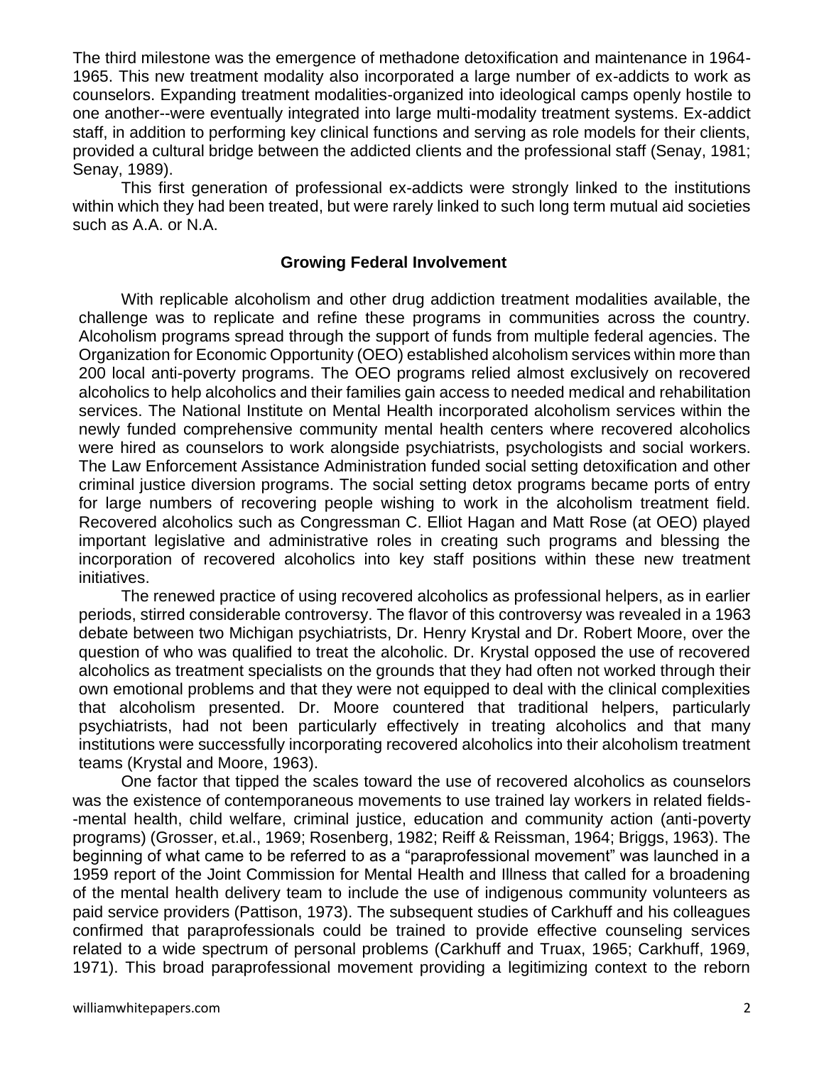The third milestone was the emergence of methadone detoxification and maintenance in 1964-1965. This new treatment modality also incorporated a large number of ex-addicts to work as counselors. Expanding treatment modalities-organized into ideological camps openly hostile to one another--were eventually integrated into large multi-modality treatment systems. Ex-addict staff, in addition to performing key clinical functions and serving as role models for their clients, provided a cultural bridge between the addicted clients and the professional staff (Senay, 1981; Senay, 1989).

This first generation of professional ex-addicts were strongly linked to the institutions within which they had been treated, but were rarely linked to such long term mutual aid societies such as A.A. or N.A.

## Growing Federal Involvement

With replicable alcoholism and other drug addiction treatment modalities available, the challenge was to replicate and refine these programs in communities across the country. Alcoholism programs spread through the support of funds from multiple federal agencies. The Organization for Economic Opportunity (OEO) established alcoholism services within more than 200 local anti-poverty programs. The OEO programs relied almost exclusively on recovered alcoholics to help alcoholics and their families gain access to needed medical and rehabilitation services. The National Institute on Mental Health incorporated alcoholism services within the newly funded comprehensive community mental health centers where recovered alcoholics were hired as counselors to work alongside psychiatrists, psychologists and social workers. The Law Enforcement Assistance Administration funded social setting detoxification and other criminal justice diversion programs. The social setting detox programs became ports of entry for large numbers of recovering people wishing to work in the alcoholism treatment field. Recovered alcoholics such as Congressman C. Elliot Hagan and Matt Rose (at OEO) played important legislative and administrative roles in creating such programs and blessing the incorporation of recovered alcoholics into key staff positions within these new treatment initiatives.

The renewed practice of using recovered alcoholics as professional helpers, as in earlier periods, stirred considerable controversy. The flavor of this controversy was revealed in a 1963 debate between two Michigan psychiatrists, Dr. Henry Krystal and Dr. Robert Moore, over the question of who was qualified to treat the alcoholic. Dr. Krystal opposed the use of recovered alcoholics as treatment specialists on the grounds that they had often not worked through their own emotional problems and that they were not equipped to deal with the clinical complexities that alcoholism presented. Dr. Moore countered that traditional helpers, particularly psychiatrists, had not been particularly effectively in treating alcoholics and that many institutions were successfully incorporating recovered alcoholics into their alcoholism treatment teams (Krystal and Moore, 1963).

One factor that tipped the scales toward the use of recovered alcoholics as counselors was the existence of contemporaneous movements to use trained lay workers in related fields--mental health, child welfare, criminal justice, education and community action (anti-poverty programs) (Grosser, et.al., 1969; Rosenberg, 1982; Reiff & Reissman, 1964; Briggs, 1963). The beginning of what came to be referred to as a "paraprofessional movement" was launched in a 1959 report of the Joint Commission for Mental Health and Illness that called for a broadening of the mental health delivery team to include the use of indigenous community volunteers as paid service providers (Pattison, 1973). The subsequent studies of Carkhuff and his colleagues confirmed that paraprofessionals could be trained to provide effective counseling services related to a wide spectrum of personal problems (Carkhuff and Truax, 1965; Carkhuff, 1969, 1971). This broad paraprofessional movement providing a legitimizing context to the reborn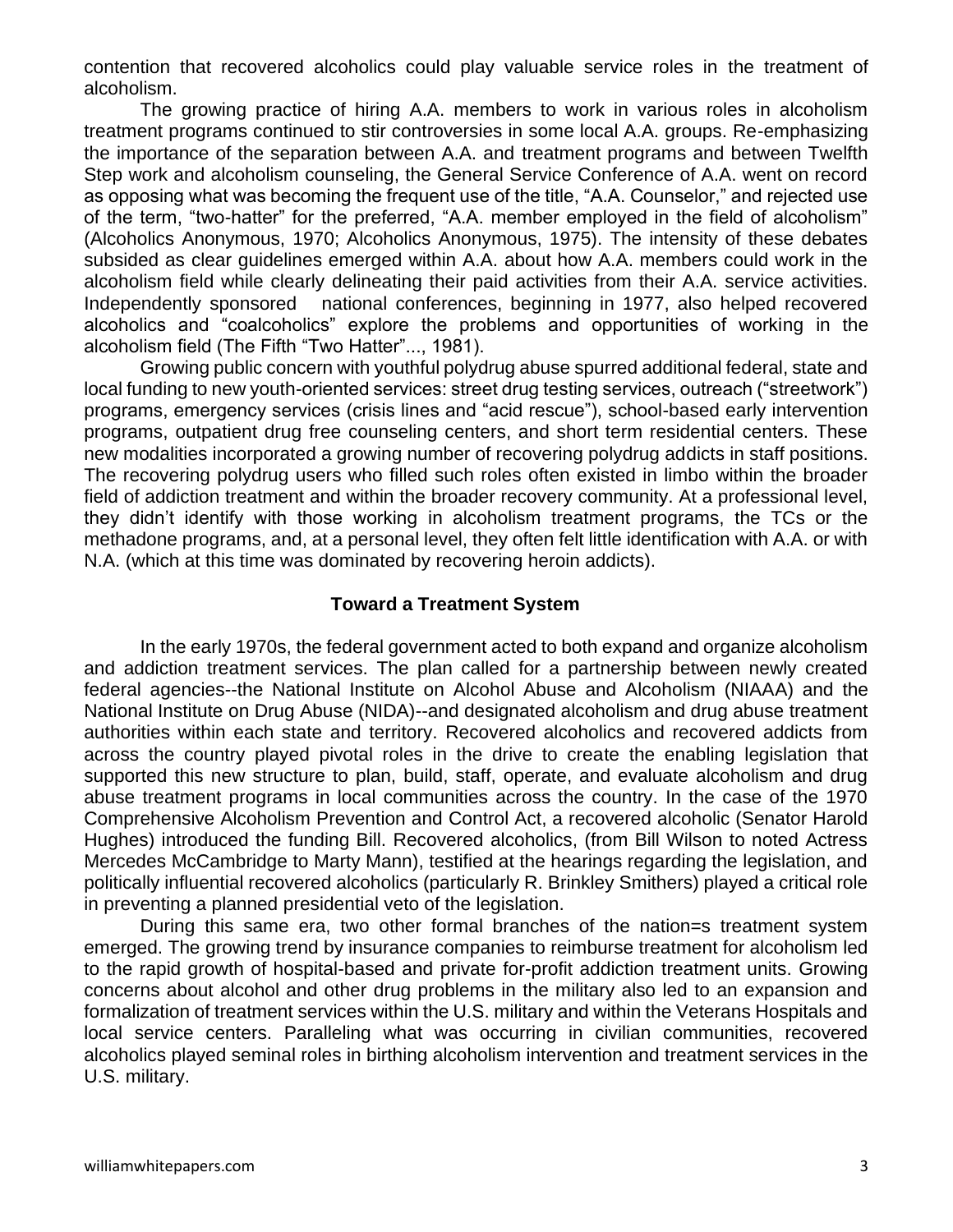contention that recovered alcoholics could play valuable service roles in the treatment of alcoholism.

The growing practice of hiring A.A. members to work in various roles in alcoholism treatment programs continued to stir controversies in some local A.A. groups. Re-emphasizing the importance of the separation between A.A. and treatment programs and between Twelfth Step work and alcoholism counseling, the General Service Conference of A.A. went on record as opposing what was becoming the frequent use of the title, "A.A. Counselor," and rejected use of the term, "two-hatter" for the preferred, "A.A. member employed in the field of alcoholism" (Alcoholics Anonymous, 1970; Alcoholics Anonymous, 1975). The intensity of these debates subsided as clear guidelines emerged within A.A. about how A.A. members could work in the alcoholism field while clearly delineating their paid activities from their A.A. service activities. Independently sponsored national conferences, beginning in 1977, also helped recovered alcoholics and "coalcoholics" explore the problems and opportunities of working in the alcoholism field (The Fifth "Two Hatter"..., 1981).

Growing public concern with youthful polydrug abuse spurred additional federal, state and local funding to new youth-oriented services: street drug testing services, outreach ("streetwork") programs, emergency services (crisis lines and "acid rescue"), school-based early intervention programs, outpatient drug free counseling centers, and short term residential centers. These new modalities incorporated a growing number of recovering polydrug addicts in staff positions. The recovering polydrug users who filled such roles often existed in limbo within the broader field of addiction treatment and within the broader recovery community. At a professional level, they didn't identify with those working in alcoholism treatment programs, the TCs or the methadone programs, and, at a personal level, they often felt little identification with A.A. or with N.A. (which at this time was dominated by recovering heroin addicts).

## Toward a Treatment System

In the early 1970s, the federal government acted to both expand and organize alcoholism and addiction treatment services. The plan called for a partnership between newly created federal agencies--the National Institute on Alcohol Abuse and Alcoholism (NIAAA) and the National Institute on Drug Abuse (NIDA)--and designated alcoholism and drug abuse treatment authorities within each state and territory. Recovered alcoholics and recovered addicts from across the country played pivotal roles in the drive to create the enabling legislation that supported this new structure to plan, build, staff, operate, and evaluate alcoholism and drug abuse treatment programs in local communities across the country. In the case of the 1970 Comprehensive Alcoholism Prevention and Control Act, a recovered alcoholic (Senator Harold Hughes) introduced the funding Bill. Recovered alcoholics, (from Bill Wilson to noted Actress Mercedes McCambridge to Marty Mann), testified at the hearings regarding the legislation, and politically influential recovered alcoholics (particularly R. Brinkley Smithers) played a critical role in preventing a planned presidential veto of the legislation.

During this same era, two other formal branches of the nation=s treatment system emerged. The growing trend by insurance companies to reimburse treatment for alcoholism led to the rapid growth of hospital-based and private for-profit addiction treatment units. Growing concerns about alcohol and other drug problems in the military also led to an expansion and formalization of treatment services within the U.S. military and within the Veterans Hospitals and local service centers. Paralleling what was occurring in civilian communities, recovered alcoholics played seminal roles in birthing alcoholism intervention and treatment services in the U.S. military.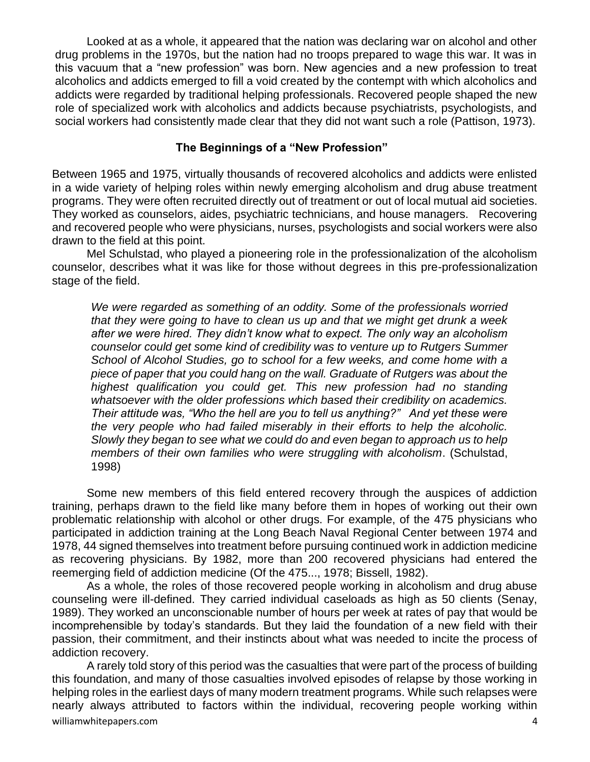Looked at as a whole, it appeared that the nation was declaring war on alcohol and other drug problems in the 1970s, but the nation had no troops prepared to wage this war. It was in this vacuum that a "new profession" was born. New agencies and a new profession to treat alcoholics and addicts emerged to fill a void created by the contempt with which alcoholics and addicts were regarded by traditional helping professionals. Recovered people shaped the new role of specialized work with alcoholics and addicts because psychiatrists, psychologists, and social workers had consistently made clear that they did not want such a role (Pattison, 1973).

### The Beginnings of a "New Profession"

Between 1965 and 1975, virtually thousands of recovered alcoholics and addicts were enlisted in a wide variety of helping roles within newly emerging alcoholism and drug abuse treatment programs. They were often recruited directly out of treatment or out of local mutual aid societies. They worked as counselors, aides, psychiatric technicians, and house managers. Recovering and recovered people who were physicians, nurses, psychologists and social workers were also drawn to the field at this point.

Mel Schulstad, who played a pioneering role in the professionalization of the alcoholism counselor, describes what it was like for those without degrees in this pre-professionalization stage of the field.

> *We were regarded as something of an oddity. Some of the professionals worried that they were going to have to clean us up and that we might get drunk a week after we were hired. They didn't know what to expect. The only way an alcoholism counselor could get some kind of credibility was to venture up to Rutgers Summer School of Alcohol Studies, go to school for a few weeks, and come home with a piece of paper that you could hang on the wall. Graduate of Rutgers was about the highest qualification you could get. This new profession had no standing whatsoever with the older professions which based their credibility on academics. Their attitude was, "Who the hell are you to tell us anything?" And yet these were the very people who had failed miserably in their efforts to help the alcoholic. Slowly they began to see what we could do and even began to approach us to help members of their own families who were struggling with alcoholism*. (Schulstad, 1998)

Some new members of this field entered recovery through the auspices of addiction training, perhaps drawn to the field like many before them in hopes of working out their own problematic relationship with alcohol or other drugs. For example, of the 475 physicians who participated in addiction training at the Long Beach Naval Regional Center between 1974 and 1978, 44 signed themselves into treatment before pursuing continued work in addiction medicine as recovering physicians. By 1982, more than 200 recovered physicians had entered the reemerging field of addiction medicine (Of the 475..., 1978; Bissell, 1982).

As a whole, the roles of those recovered people working in alcoholism and drug abuse counseling were ill-defined. They carried individual caseloads as high as 50 clients (Senay, 1989). They worked an unconscionable number of hours per week at rates of pay that would be incomprehensible by today's standards. But they laid the foundation of a new field with their passion, their commitment, and their instincts about what was needed to incite the process of addiction recovery.

A rarely told story of this period was the casualties that were part of the process of building this foundation, and many of those casualties involved episodes of relapse by those working in helping roles in the earliest days of many modern treatment programs. While such relapses were nearly always attributed to factors within the individual, recovering people working within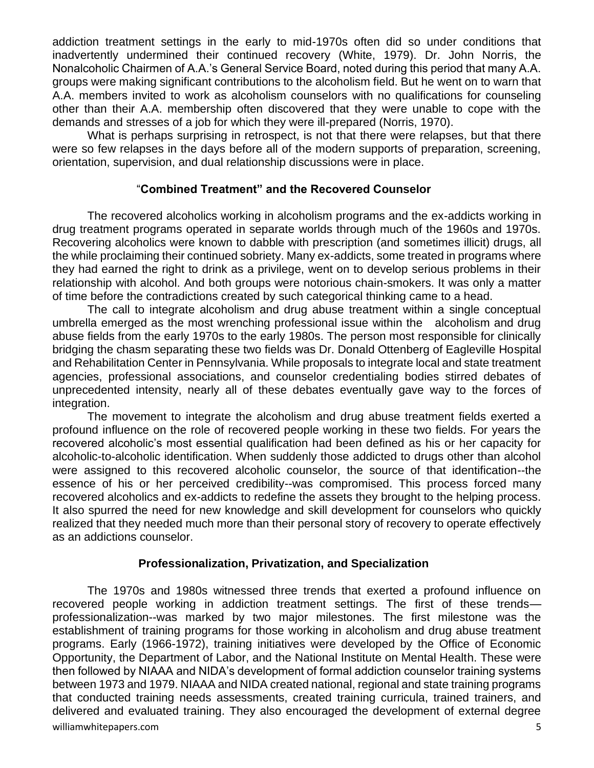addiction treatment settings in the early to mid-1970s often did so under conditions that inadvertently undermined their continued recovery (White, 1979). Dr. John Norris, the Nonalcoholic Chairmen of A.A.'s General Service Board, noted during this period that many A.A. groups were making significant contributions to the alcoholism field. But he went on to warn that A.A. members invited to work as alcoholism counselors with no qualifications for counseling other than their A.A. membership often discovered that they were unable to cope with the demands and stresses of a job for which they were ill-prepared (Norris, 1970).

What is perhaps surprising in retrospect, is not that there were relapses, but that there were so few relapses in the days before all of the modern supports of preparation, screening, orientation, supervision, and dual relationship discussions were in place.

## "Combined Treatment" and the Recovered Counselor

The recovered alcoholics working in alcoholism programs and the ex-addicts working in drug treatment programs operated in separate worlds through much of the 1960s and 1970s. Recovering alcoholics were known to dabble with prescription (and sometimes illicit) drugs, all the while proclaiming their continued sobriety. Many ex-addicts, some treated in programs where they had earned the right to drink as a privilege, went on to develop serious problems in their relationship with alcohol. And both groups were notorious chain-smokers. It was only a matter of time before the contradictions created by such categorical thinking came to a head.

The call to integrate alcoholism and drug abuse treatment within a single conceptual umbrella emerged as the most wrenching professional issue within the alcoholism and drug abuse fields from the early 1970s to the early 1980s. The person most responsible for clinically bridging the chasm separating these two fields was Dr. Donald Ottenberg of Eagleville Hospital and Rehabilitation Center in Pennsylvania. While proposals to integrate local and state treatment agencies, professional associations, and counselor credentialing bodies stirred debates of unprecedented intensity, nearly all of these debates eventually gave way to the forces of integration.

The movement to integrate the alcoholism and drug abuse treatment fields exerted a profound influence on the role of recovered people working in these two fields. For years the recovered alcoholic's most essential qualification had been defined as his or her capacity for alcoholic-to-alcoholic identification. When suddenly those addicted to drugs other than alcohol were assigned to this recovered alcoholic counselor, the source of that identification--the essence of his or her perceived credibility--was compromised. This process forced many recovered alcoholics and ex-addicts to redefine the assets they brought to the helping process. It also spurred the need for new knowledge and skill development for counselors who quickly realized that they needed much more than their personal story of recovery to operate effectively as an addictions counselor.

## Professionalization, Privatization, and Specialization

The 1970s and 1980s witnessed three trends that exerted a profound influence on recovered people working in addiction treatment settings. The first of these trends—professionalization--was marked by two major milestones. The first milestone was the establishment of training programs for those working in alcoholism and drug abuse treatment programs. Early (1966-1972), training initiatives were developed by the Office of Economic Opportunity, the Department of Labor, and the National Institute on Mental Health. These were then followed by NIAAA and NIDA's development of formal addiction counselor training systems between 1973 and 1979. NIAAA and NIDA created national, regional and state training programs that conducted training needs assessments, created training curricula, trained trainers, and delivered and evaluated training. They also encouraged the development of external degree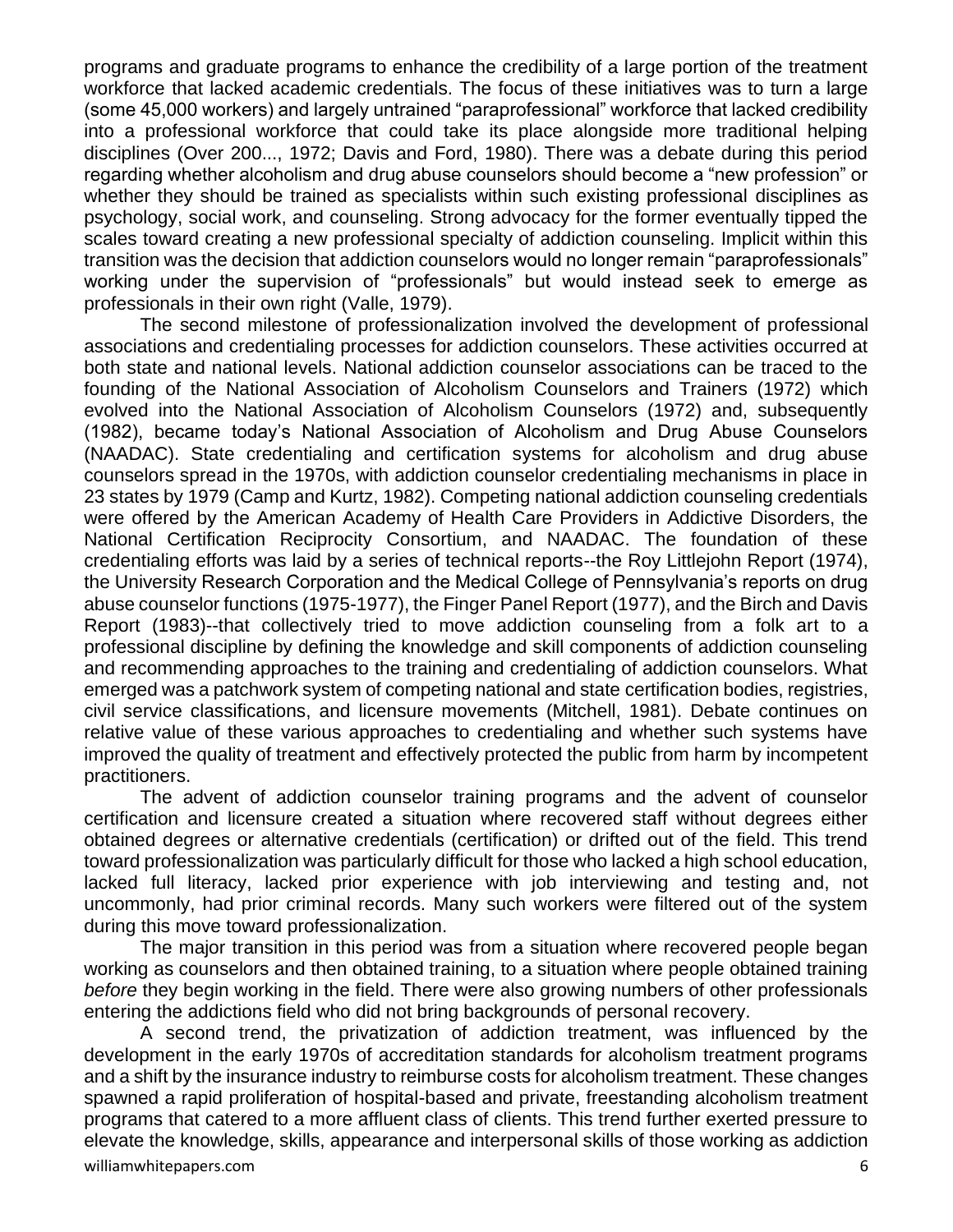programs and graduate programs to enhance the credibility of a large portion of the treatment workforce that lacked academic credentials. The focus of these initiatives was to turn a large (some 45,000 workers) and largely untrained "paraprofessional" workforce that lacked credibility into a professional workforce that could take its place alongside more traditional helping disciplines (Over 200..., 1972; Davis and Ford, 1980). There was a debate during this period regarding whether alcoholism and drug abuse counselors should become a "new profession" or whether they should be trained as specialists within such existing professional disciplines as psychology, social work, and counseling. Strong advocacy for the former eventually tipped the scales toward creating a new professional specialty of addiction counseling. Implicit within this transition was the decision that addiction counselors would no longer remain "paraprofessionals" working under the supervision of "professionals" but would instead seek to emerge as professionals in their own right (Valle, 1979).

The second milestone of professionalization involved the development of professional associations and credentialing processes for addiction counselors. These activities occurred at both state and national levels. National addiction counselor associations can be traced to the founding of the National Association of Alcoholism Counselors and Trainers (1972) which evolved into the National Association of Alcoholism Counselors (1972) and, subsequently (1982), became today's National Association of Alcoholism and Drug Abuse Counselors (NAADAC). State credentialing and certification systems for alcoholism and drug abuse counselors spread in the 1970s, with addiction counselor credentialing mechanisms in place in 23 states by 1979 (Camp and Kurtz, 1982). Competing national addiction counseling credentials were offered by the American Academy of Health Care Providers in Addictive Disorders, the National Certification Reciprocity Consortium, and NAADAC. The foundation of these credentialing efforts was laid by a series of technical reports--the Roy Littlejohn Report (1974), the University Research Corporation and the Medical College of Pennsylvania's reports on drug abuse counselor functions (1975-1977), the Finger Panel Report (1977), and the Birch and Davis Report (1983)--that collectively tried to move addiction counseling from a folk art to a professional discipline by defining the knowledge and skill components of addiction counseling and recommending approaches to the training and credentialing of addiction counselors. What emerged was a patchwork system of competing national and state certification bodies, registries, civil service classifications, and licensure movements (Mitchell, 1981). Debate continues on relative value of these various approaches to credentialing and whether such systems have improved the quality of treatment and effectively protected the public from harm by incompetent practitioners.

The advent of addiction counselor training programs and the advent of counselor certification and licensure created a situation where recovered staff without degrees either obtained degrees or alternative credentials (certification) or drifted out of the field. This trend toward professionalization was particularly difficult for those who lacked a high school education, lacked full literacy, lacked prior experience with job interviewing and testing and, not uncommonly, had prior criminal records. Many such workers were filtered out of the system during this move toward professionalization.

The major transition in this period was from a situation where recovered people began working as counselors and then obtained training, to a situation where people obtained training *before* they begin working in the field. There were also growing numbers of other professionals entering the addictions field who did not bring backgrounds of personal recovery.

A second trend, the privatization of addiction treatment, was influenced by the development in the early 1970s of accreditation standards for alcoholism treatment programs and a shift by the insurance industry to reimburse costs for alcoholism treatment. These changes spawned a rapid proliferation of hospital-based and private, freestanding alcoholism treatment programs that catered to a more affluent class of clients. This trend further exerted pressure to elevate the knowledge, skills, appearance and interpersonal skills of those working as addiction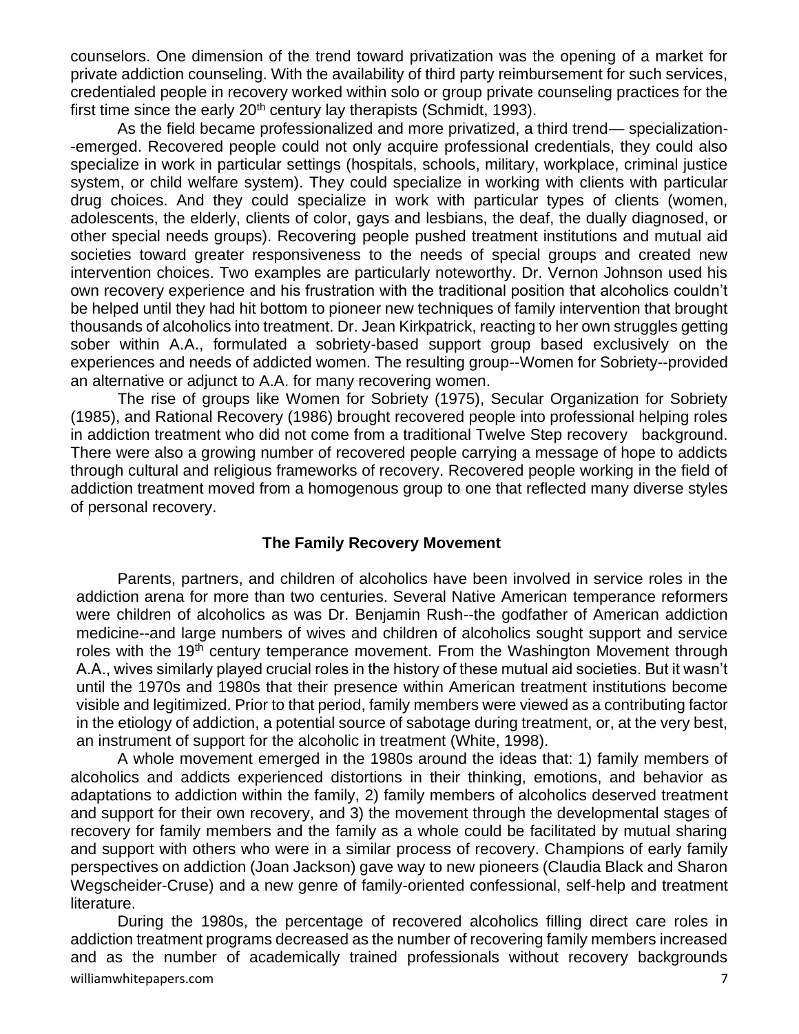counselors. One dimension of the trend toward privatization was the opening of a market for private addiction counseling. With the availability of third party reimbursement for such services, credentialed people in recovery worked within solo or group private counseling practices for the first time since the early 20th century lay therapists (Schmidt, 1993).

As the field became professionalized and more privatized, a third trend— specialization--emerged. Recovered people could not only acquire professional credentials, they could also specialize in work in particular settings (hospitals, schools, military, workplace, criminal justice system, or child welfare system). They could specialize in working with clients with particular drug choices. And they could specialize in work with particular types of clients (women, adolescents, the elderly, clients of color, gays and lesbians, the deaf, the dually diagnosed, or other special needs groups). Recovering people pushed treatment institutions and mutual aid societies toward greater responsiveness to the needs of special groups and created new intervention choices. Two examples are particularly noteworthy. Dr. Vernon Johnson used his own recovery experience and his frustration with the traditional position that alcoholics couldn't be helped until they had hit bottom to pioneer new techniques of family intervention that brought thousands of alcoholics into treatment. Dr. Jean Kirkpatrick, reacting to her own struggles getting sober within A.A., formulated a sobriety-based support group based exclusively on the experiences and needs of addicted women. The resulting group--Women for Sobriety--provided an alternative or adjunct to A.A. for many recovering women.

The rise of groups like Women for Sobriety (1975), Secular Organization for Sobriety (1985), and Rational Recovery (1986) brought recovered people into professional helping roles in addiction treatment who did not come from a traditional Twelve Step recovery background. There were also a growing number of recovered people carrying a message of hope to addicts through cultural and religious frameworks of recovery. Recovered people working in the field of addiction treatment moved from a homogenous group to one that reflected many diverse styles of personal recovery.

## The Family Recovery Movement

Parents, partners, and children of alcoholics have been involved in service roles in the addiction arena for more than two centuries. Several Native American temperance reformers were children of alcoholics as was Dr. Benjamin Rush--the godfather of American addiction medicine--and large numbers of wives and children of alcoholics sought support and service roles with the 19th century temperance movement. From the Washington Movement through A.A., wives similarly played crucial roles in the history of these mutual aid societies. But it wasn't until the 1970s and 1980s that their presence within American treatment institutions become visible and legitimized. Prior to that period, family members were viewed as a contributing factor in the etiology of addiction, a potential source of sabotage during treatment, or, at the very best, an instrument of support for the alcoholic in treatment (White, 1998).

A whole movement emerged in the 1980s around the ideas that: 1) family members of alcoholics and addicts experienced distortions in their thinking, emotions, and behavior as adaptations to addiction within the family, 2) family members of alcoholics deserved treatment and support for their own recovery, and 3) the movement through the developmental stages of recovery for family members and the family as a whole could be facilitated by mutual sharing and support with others who were in a similar process of recovery. Champions of early family perspectives on addiction (Joan Jackson) gave way to new pioneers (Claudia Black and Sharon Wegscheider-Cruse) and a new genre of family-oriented confessional, self-help and treatment literature.

During the 1980s, the percentage of recovered alcoholics filling direct care roles in addiction treatment programs decreased as the number of recovering family members increased and as the number of academically trained professionals without recovery backgrounds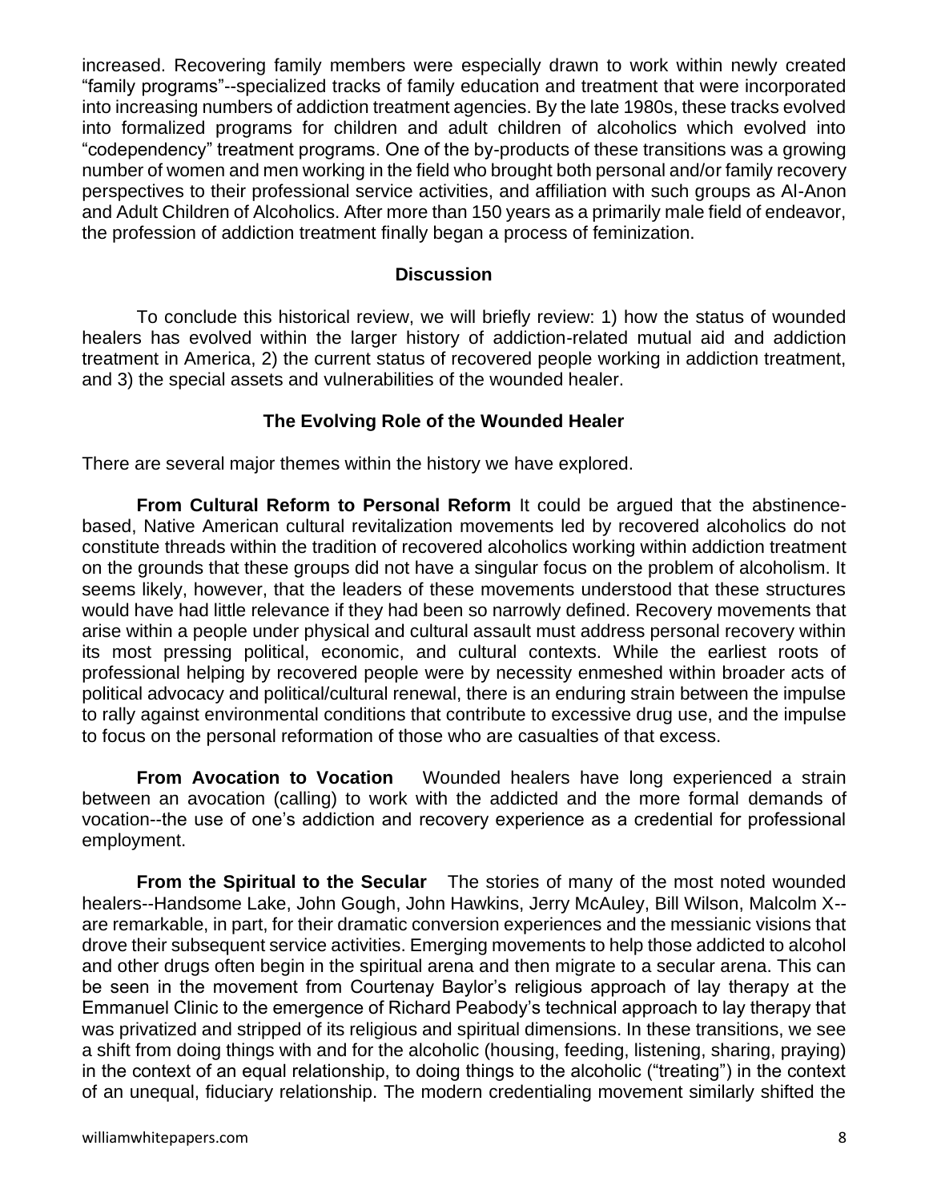increased. Recovering family members were especially drawn to work within newly created "family programs"--specialized tracks of family education and treatment that were incorporated into increasing numbers of addiction treatment agencies. By the late 1980s, these tracks evolved into formalized programs for children and adult children of alcoholics which evolved into "codependency" treatment programs. One of the by-products of these transitions was a growing number of women and men working in the field who brought both personal and/or family recovery perspectives to their professional service activities, and affiliation with such groups as Al-Anon and Adult Children of Alcoholics. After more than 150 years as a primarily male field of endeavor, the profession of addiction treatment finally began a process of feminization.

## Discussion

To conclude this historical review, we will briefly review: 1) how the status of wounded healers has evolved within the larger history of addiction-related mutual aid and addiction treatment in America, 2) the current status of recovered people working in addiction treatment, and 3) the special assets and vulnerabilities of the wounded healer.

### The Evolving Role of the Wounded Healer

There are several major themes within the history we have explored.

**From Cultural Reform to Personal Reform** It could be argued that the abstinence-based, Native American cultural revitalization movements led by recovered alcoholics do not constitute threads within the tradition of recovered alcoholics working within addiction treatment on the grounds that these groups did not have a singular focus on the problem of alcoholism. It seems likely, however, that the leaders of these movements understood that these structures would have had little relevance if they had been so narrowly defined. Recovery movements that arise within a people under physical and cultural assault must address personal recovery within its most pressing political, economic, and cultural contexts. While the earliest roots of professional helping by recovered people were by necessity enmeshed within broader acts of political advocacy and political/cultural renewal, there is an enduring strain between the impulse to rally against environmental conditions that contribute to excessive drug use, and the impulse to focus on the personal reformation of those who are casualties of that excess.

**From Avocation to Vocation** Wounded healers have long experienced a strain between an avocation (calling) to work with the addicted and the more formal demands of vocation--the use of one's addiction and recovery experience as a credential for professional employment.

**From the Spiritual to the Secular** The stories of many of the most noted wounded healers--Handsome Lake, John Gough, John Hawkins, Jerry McAuley, Bill Wilson, Malcolm X--are remarkable, in part, for their dramatic conversion experiences and the messianic visions that drove their subsequent service activities. Emerging movements to help those addicted to alcohol and other drugs often begin in the spiritual arena and then migrate to a secular arena. This can be seen in the movement from Courtenay Baylor's religious approach of lay therapy at the Emmanuel Clinic to the emergence of Richard Peabody's technical approach to lay therapy that was privatized and stripped of its religious and spiritual dimensions. In these transitions, we see a shift from doing things with and for the alcoholic (housing, feeding, listening, sharing, praying) in the context of an equal relationship, to doing things to the alcoholic ("treating") in the context of an unequal, fiduciary relationship. The modern credentialing movement similarly shifted the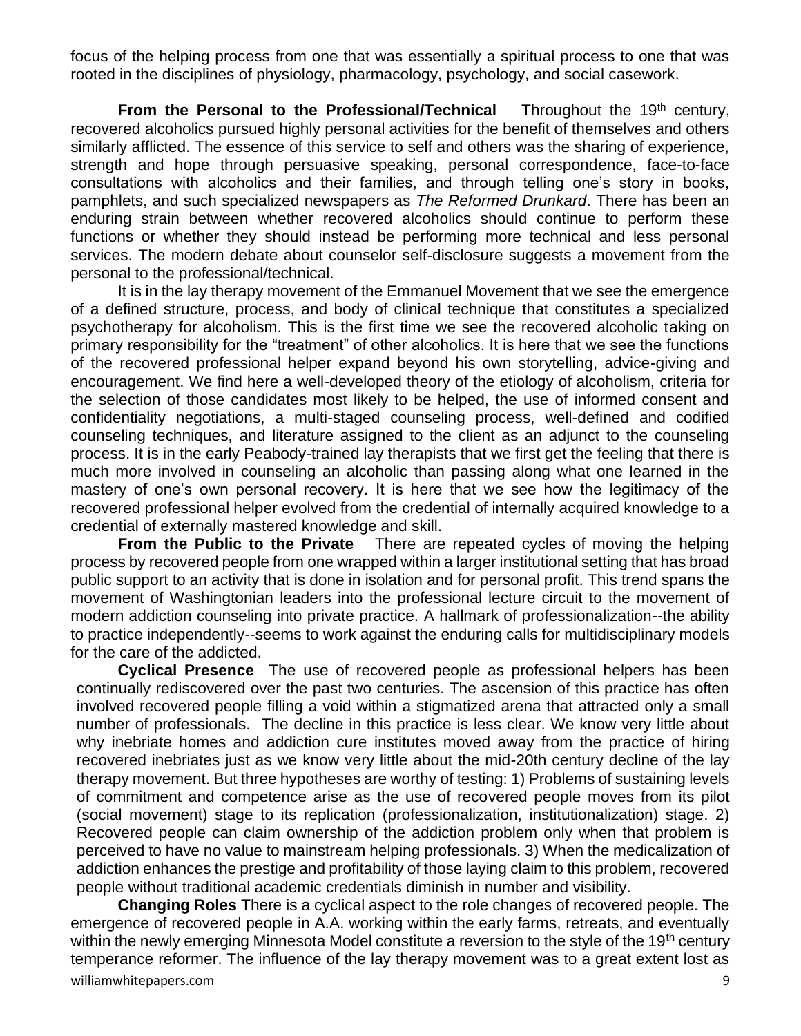focus of the helping process from one that was essentially a spiritual process to one that was rooted in the disciplines of physiology, pharmacology, psychology, and social casework.

**From the Personal to the Professional/Technical** Throughout the 19th century, recovered alcoholics pursued highly personal activities for the benefit of themselves and others similarly afflicted. The essence of this service to self and others was the sharing of experience, strength and hope through persuasive speaking, personal correspondence, face-to-face consultations with alcoholics and their families, and through telling one's story in books, pamphlets, and such specialized newspapers as *The Reformed Drunkard*. There has been an enduring strain between whether recovered alcoholics should continue to perform these functions or whether they should instead be performing more technical and less personal services. The modern debate about counselor self-disclosure suggests a movement from the personal to the professional/technical.

It is in the lay therapy movement of the Emmanuel Movement that we see the emergence of a defined structure, process, and body of clinical technique that constitutes a specialized psychotherapy for alcoholism. This is the first time we see the recovered alcoholic taking on primary responsibility for the "treatment" of other alcoholics. It is here that we see the functions of the recovered professional helper expand beyond his own storytelling, advice-giving and encouragement. We find here a well-developed theory of the etiology of alcoholism, criteria for the selection of those candidates most likely to be helped, the use of informed consent and confidentiality negotiations, a multi-staged counseling process, well-defined and codified counseling techniques, and literature assigned to the client as an adjunct to the counseling process. It is in the early Peabody-trained lay therapists that we first get the feeling that there is much more involved in counseling an alcoholic than passing along what one learned in the mastery of one's own personal recovery. It is here that we see how the legitimacy of the recovered professional helper evolved from the credential of internally acquired knowledge to a credential of externally mastered knowledge and skill.

**From the Public to the Private** There are repeated cycles of moving the helping process by recovered people from one wrapped within a larger institutional setting that has broad public support to an activity that is done in isolation and for personal profit. This trend spans the movement of Washingtonian leaders into the professional lecture circuit to the movement of modern addiction counseling into private practice. A hallmark of professionalization--the ability to practice independently--seems to work against the enduring calls for multidisciplinary models for the care of the addicted.

**Cyclical Presence** The use of recovered people as professional helpers has been continually rediscovered over the past two centuries. The ascension of this practice has often involved recovered people filling a void within a stigmatized arena that attracted only a small number of professionals. The decline in this practice is less clear. We know very little about why inebriate homes and addiction cure institutes moved away from the practice of hiring recovered inebriates just as we know very little about the mid-20th century decline of the lay therapy movement. But three hypotheses are worthy of testing: 1) Problems of sustaining levels of commitment and competence arise as the use of recovered people moves from its pilot (social movement) stage to its replication (professionalization, institutionalization) stage. 2) Recovered people can claim ownership of the addiction problem only when that problem is perceived to have no value to mainstream helping professionals. 3) When the medicalization of addiction enhances the prestige and profitability of those laying claim to this problem, recovered people without traditional academic credentials diminish in number and visibility.

**Changing Roles** There is a cyclical aspect to the role changes of recovered people. The emergence of recovered people in A.A. working within the early farms, retreats, and eventually within the newly emerging Minnesota Model constitute a reversion to the style of the 19th century temperance reformer. The influence of the lay therapy movement was to a great extent lost as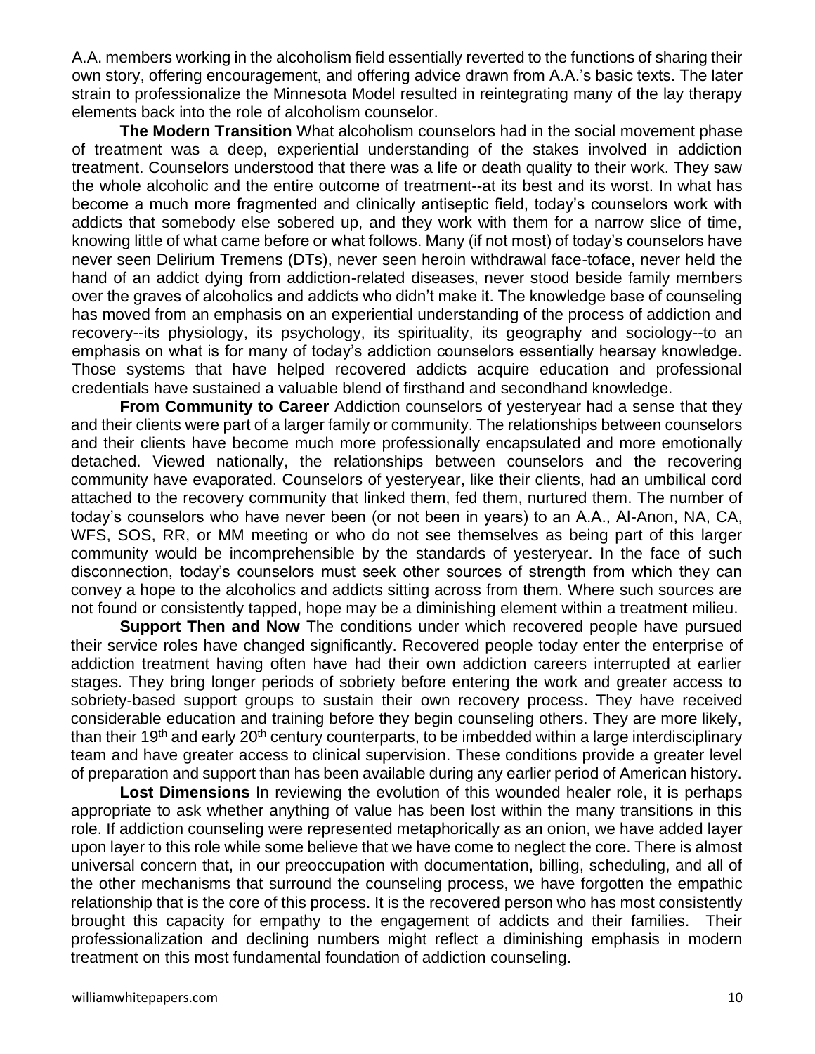A.A. members working in the alcoholism field essentially reverted to the functions of sharing their own story, offering encouragement, and offering advice drawn from A.A.'s basic texts. The later strain to professionalize the Minnesota Model resulted in reintegrating many of the lay therapy elements back into the role of alcoholism counselor.

**The Modern Transition** What alcoholism counselors had in the social movement phase of treatment was a deep, experiential understanding of the stakes involved in addiction treatment. Counselors understood that there was a life or death quality to their work. They saw the whole alcoholic and the entire outcome of treatment--at its best and its worst. In what has become a much more fragmented and clinically antiseptic field, today's counselors work with addicts that somebody else sobered up, and they work with them for a narrow slice of time, knowing little of what came before or what follows. Many (if not most) of today's counselors have never seen Delirium Tremens (DTs), never seen heroin withdrawal face-toface, never held the hand of an addict dying from addiction-related diseases, never stood beside family members over the graves of alcoholics and addicts who didn't make it. The knowledge base of counseling has moved from an emphasis on an experiential understanding of the process of addiction and recovery--its physiology, its psychology, its spirituality, its geography and sociology--to an emphasis on what is for many of today's addiction counselors essentially hearsay knowledge. Those systems that have helped recovered addicts acquire education and professional credentials have sustained a valuable blend of firsthand and secondhand knowledge.

**From Community to Career** Addiction counselors of yesteryear had a sense that they and their clients were part of a larger family or community. The relationships between counselors and their clients have become much more professionally encapsulated and more emotionally detached. Viewed nationally, the relationships between counselors and the recovering community have evaporated. Counselors of yesteryear, like their clients, had an umbilical cord attached to the recovery community that linked them, fed them, nurtured them. The number of today's counselors who have never been (or not been in years) to an A.A., Al-Anon, NA, CA, WFS, SOS, RR, or MM meeting or who do not see themselves as being part of this larger community would be incomprehensible by the standards of yesteryear. In the face of such disconnection, today's counselors must seek other sources of strength from which they can convey a hope to the alcoholics and addicts sitting across from them. Where such sources are not found or consistently tapped, hope may be a diminishing element within a treatment milieu.

**Support Then and Now** The conditions under which recovered people have pursued their service roles have changed significantly. Recovered people today enter the enterprise of addiction treatment having often have had their own addiction careers interrupted at earlier stages. They bring longer periods of sobriety before entering the work and greater access to sobriety-based support groups to sustain their own recovery process. They have received considerable education and training before they begin counseling others. They are more likely, than their 19th and early 20th century counterparts, to be imbedded within a large interdisciplinary team and have greater access to clinical supervision. These conditions provide a greater level of preparation and support than has been available during any earlier period of American history.

**Lost Dimensions** In reviewing the evolution of this wounded healer role, it is perhaps appropriate to ask whether anything of value has been lost within the many transitions in this role. If addiction counseling were represented metaphorically as an onion, we have added layer upon layer to this role while some believe that we have come to neglect the core. There is almost universal concern that, in our preoccupation with documentation, billing, scheduling, and all of the other mechanisms that surround the counseling process, we have forgotten the empathic relationship that is the core of this process. It is the recovered person who has most consistently brought this capacity for empathy to the engagement of addicts and their families. Their professionalization and declining numbers might reflect a diminishing emphasis in modern treatment on this most fundamental foundation of addiction counseling.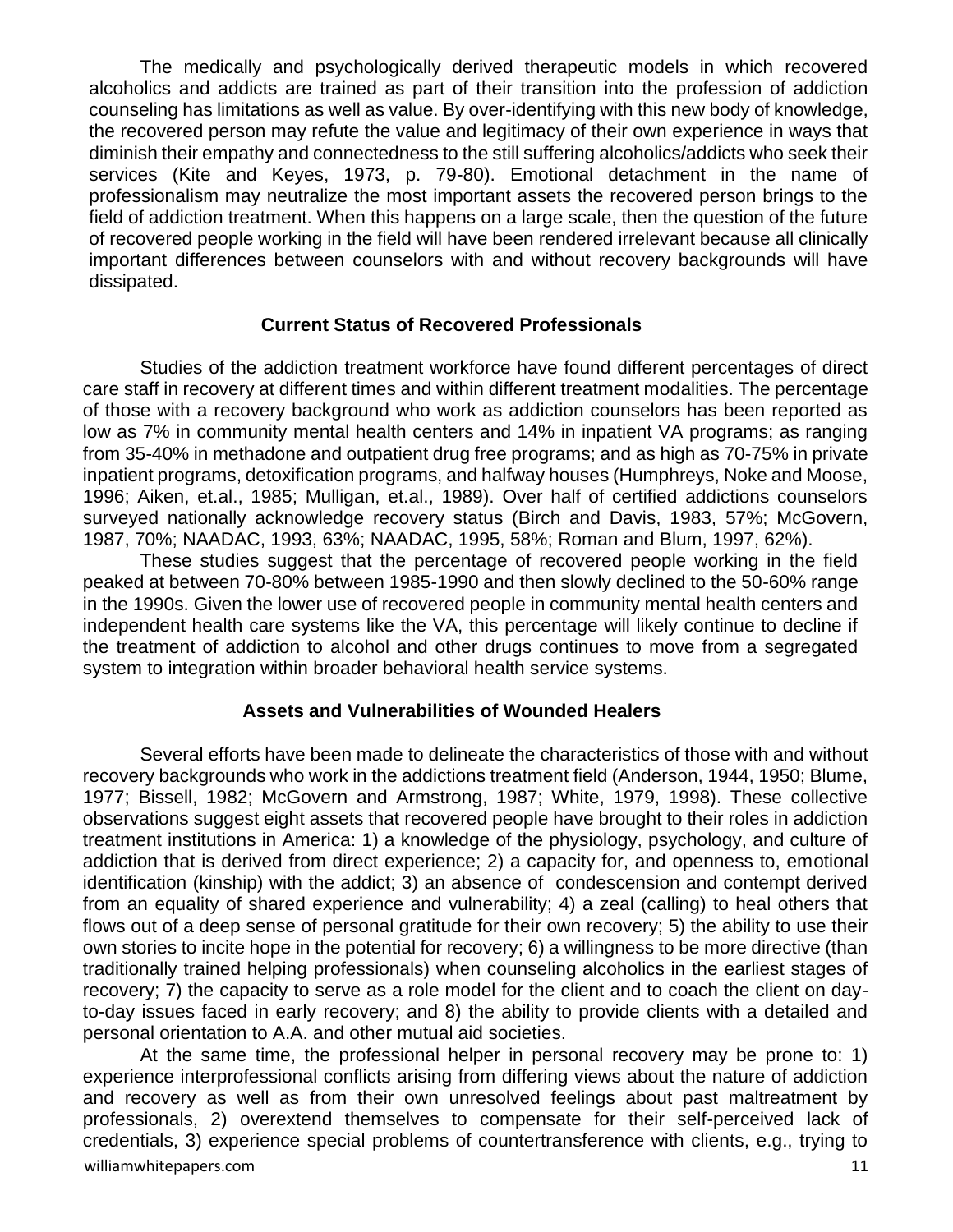The medically and psychologically derived therapeutic models in which recovered alcoholics and addicts are trained as part of their transition into the profession of addiction counseling has limitations as well as value. By over-identifying with this new body of knowledge, the recovered person may refute the value and legitimacy of their own experience in ways that diminish their empathy and connectedness to the still suffering alcoholics/addicts who seek their services (Kite and Keyes, 1973, p. 79-80). Emotional detachment in the name of professionalism may neutralize the most important assets the recovered person brings to the field of addiction treatment. When this happens on a large scale, then the question of the future of recovered people working in the field will have been rendered irrelevant because all clinically important differences between counselors with and without recovery backgrounds will have dissipated.

### Current Status of Recovered Professionals

Studies of the addiction treatment workforce have found different percentages of direct care staff in recovery at different times and within different treatment modalities. The percentage of those with a recovery background who work as addiction counselors has been reported as low as 7% in community mental health centers and 14% in inpatient VA programs; as ranging from 35-40% in methadone and outpatient drug free programs; and as high as 70-75% in private inpatient programs, detoxification programs, and halfway houses (Humphreys, Noke and Moose, 1996; Aiken, et.al., 1985; Mulligan, et.al., 1989). Over half of certified addictions counselors surveyed nationally acknowledge recovery status (Birch and Davis, 1983, 57%; McGovern, 1987, 70%; NAADAC, 1993, 63%; NAADAC, 1995, 58%; Roman and Blum, 1997, 62%).

These studies suggest that the percentage of recovered people working in the field peaked at between 70-80% between 1985-1990 and then slowly declined to the 50-60% range in the 1990s. Given the lower use of recovered people in community mental health centers and independent health care systems like the VA, this percentage will likely continue to decline if the treatment of addiction to alcohol and other drugs continues to move from a segregated system to integration within broader behavioral health service systems.

### Assets and Vulnerabilities of Wounded Healers

Several efforts have been made to delineate the characteristics of those with and without recovery backgrounds who work in the addictions treatment field (Anderson, 1944, 1950; Blume, 1977; Bissell, 1982; McGovern and Armstrong, 1987; White, 1979, 1998). These collective observations suggest eight assets that recovered people have brought to their roles in addiction treatment institutions in America: 1) a knowledge of the physiology, psychology, and culture of addiction that is derived from direct experience; 2) a capacity for, and openness to, emotional identification (kinship) with the addict; 3) an absence of condescension and contempt derived from an equality of shared experience and vulnerability; 4) a zeal (calling) to heal others that flows out of a deep sense of personal gratitude for their own recovery; 5) the ability to use their own stories to incite hope in the potential for recovery; 6) a willingness to be more directive (than traditionally trained helping professionals) when counseling alcoholics in the earliest stages of recovery; 7) the capacity to serve as a role model for the client and to coach the client on day-to-day issues faced in early recovery; and 8) the ability to provide clients with a detailed and personal orientation to A.A. and other mutual aid societies.

At the same time, the professional helper in personal recovery may be prone to: 1) experience interprofessional conflicts arising from differing views about the nature of addiction and recovery as well as from their own unresolved feelings about past maltreatment by professionals, 2) overextend themselves to compensate for their self-perceived lack of credentials, 3) experience special problems of countertransference with clients, e.g., trying to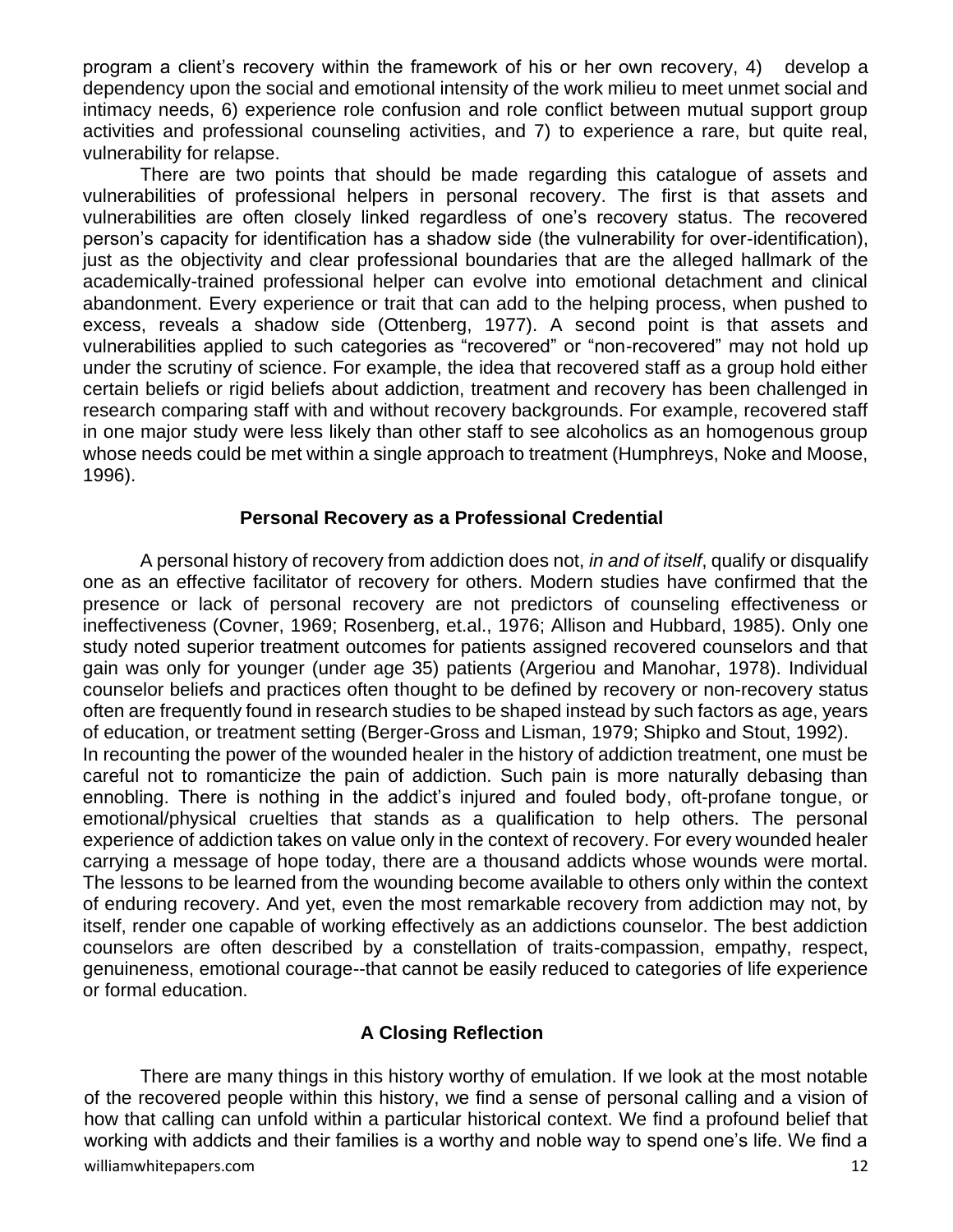program a client's recovery within the framework of his or her own recovery, 4) develop a dependency upon the social and emotional intensity of the work milieu to meet unmet social and intimacy needs, 6) experience role confusion and role conflict between mutual support group activities and professional counseling activities, and 7) to experience a rare, but quite real, vulnerability for relapse.

There are two points that should be made regarding this catalogue of assets and vulnerabilities of professional helpers in personal recovery. The first is that assets and vulnerabilities are often closely linked regardless of one's recovery status. The recovered person's capacity for identification has a shadow side (the vulnerability for over-identification), just as the objectivity and clear professional boundaries that are the alleged hallmark of the academically-trained professional helper can evolve into emotional detachment and clinical abandonment. Every experience or trait that can add to the helping process, when pushed to excess, reveals a shadow side (Ottenberg, 1977). A second point is that assets and vulnerabilities applied to such categories as "recovered" or "non-recovered" may not hold up under the scrutiny of science. For example, the idea that recovered staff as a group hold either certain beliefs or rigid beliefs about addiction, treatment and recovery has been challenged in research comparing staff with and without recovery backgrounds. For example, recovered staff in one major study were less likely than other staff to see alcoholics as an homogenous group whose needs could be met within a single approach to treatment (Humphreys, Noke and Moose, 1996).

### Personal Recovery as a Professional Credential

A personal history of recovery from addiction does not, *in and of itself*, qualify or disqualify one as an effective facilitator of recovery for others. Modern studies have confirmed that the presence or lack of personal recovery are not predictors of counseling effectiveness or ineffectiveness (Covner, 1969; Rosenberg, et.al., 1976; Allison and Hubbard, 1985). Only one study noted superior treatment outcomes for patients assigned recovered counselors and that gain was only for younger (under age 35) patients (Argeriou and Manohar, 1978). Individual counselor beliefs and practices often thought to be defined by recovery or non-recovery status often are frequently found in research studies to be shaped instead by such factors as age, years of education, or treatment setting (Berger-Gross and Lisman, 1979; Shipko and Stout, 1992).

In recounting the power of the wounded healer in the history of addiction treatment, one must be careful not to romanticize the pain of addiction. Such pain is more naturally debasing than ennobling. There is nothing in the addict's injured and fouled body, oft-profane tongue, or emotional/physical cruelties that stands as a qualification to help others. The personal experience of addiction takes on value only in the context of recovery. For every wounded healer carrying a message of hope today, there are a thousand addicts whose wounds were mortal. The lessons to be learned from the wounding become available to others only within the context of enduring recovery. And yet, even the most remarkable recovery from addiction may not, by itself, render one capable of working effectively as an addictions counselor. The best addiction counselors are often described by a constellation of traits-compassion, empathy, respect, genuineness, emotional courage--that cannot be easily reduced to categories of life experience or formal education.

### A Closing Reflection

There are many things in this history worthy of emulation. If we look at the most notable of the recovered people within this history, we find a sense of personal calling and a vision of how that calling can unfold within a particular historical context. We find a profound belief that working with addicts and their families is a worthy and noble way to spend one's life. We find a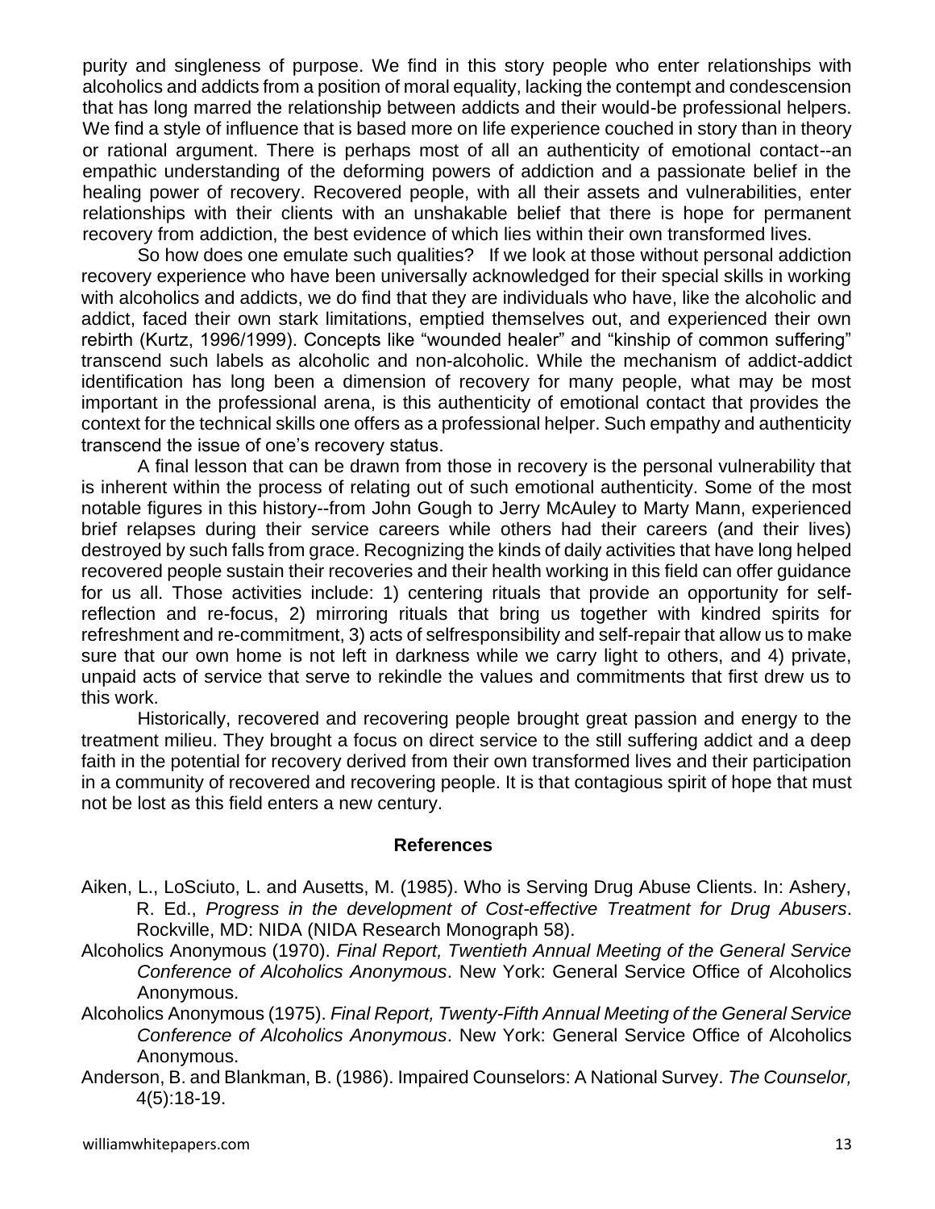purity and singleness of purpose. We find in this story people who enter relationships with alcoholics and addicts from a position of moral equality, lacking the contempt and condescension that has long marred the relationship between addicts and their would-be professional helpers. We find a style of influence that is based more on life experience couched in story than in theory or rational argument. There is perhaps most of all an authenticity of emotional contact--an empathic understanding of the deforming powers of addiction and a passionate belief in the healing power of recovery. Recovered people, with all their assets and vulnerabilities, enter relationships with their clients with an unshakable belief that there is hope for permanent recovery from addiction, the best evidence of which lies within their own transformed lives.

So how does one emulate such qualities? If we look at those without personal addiction recovery experience who have been universally acknowledged for their special skills in working with alcoholics and addicts, we do find that they are individuals who have, like the alcoholic and addict, faced their own stark limitations, emptied themselves out, and experienced their own rebirth (Kurtz, 1996/1999). Concepts like "wounded healer" and "kinship of common suffering" transcend such labels as alcoholic and non-alcoholic. While the mechanism of addict-addict identification has long been a dimension of recovery for many people, what may be most important in the professional arena, is this authenticity of emotional contact that provides the context for the technical skills one offers as a professional helper. Such empathy and authenticity transcend the issue of one's recovery status.

A final lesson that can be drawn from those in recovery is the personal vulnerability that is inherent within the process of relating out of such emotional authenticity. Some of the most notable figures in this history--from John Gough to Jerry McAuley to Marty Mann, experienced brief relapses during their service careers while others had their careers (and their lives) destroyed by such falls from grace. Recognizing the kinds of daily activities that have long helped recovered people sustain their recoveries and their health working in this field can offer guidance for us all. Those activities include: 1) centering rituals that provide an opportunity for self-reflection and re-focus, 2) mirroring rituals that bring us together with kindred spirits for refreshment and re-commitment, 3) acts of selfresponsibility and self-repair that allow us to make sure that our own home is not left in darkness while we carry light to others, and 4) private, unpaid acts of service that serve to rekindle the values and commitments that first drew us to this work.

Historically, recovered and recovering people brought great passion and energy to the treatment milieu. They brought a focus on direct service to the still suffering addict and a deep faith in the potential for recovery derived from their own transformed lives and their participation in a community of recovered and recovering people. It is that contagious spirit of hope that must not be lost as this field enters a new century.

## References

Aiken, L., LoSciuto, L. and Ausetts, M. (1985). Who is Serving Drug Abuse Clients. In: Ashery, R. Ed., *Progress in the development of Cost-effective Treatment for Drug Abusers*. Rockville, MD: NIDA (NIDA Research Monograph 58).

Alcoholics Anonymous (1970). *Final Report, Twentieth Annual Meeting of the General Service Conference of Alcoholics Anonymous*. New York: General Service Office of Alcoholics Anonymous.

Alcoholics Anonymous (1975). *Final Report, Twenty-Fifth Annual Meeting of the General Service Conference of Alcoholics Anonymous*. New York: General Service Office of Alcoholics Anonymous.

Anderson, B. and Blankman, B. (1986). Impaired Counselors: A National Survey. *The Counselor,* 4(5):18-19.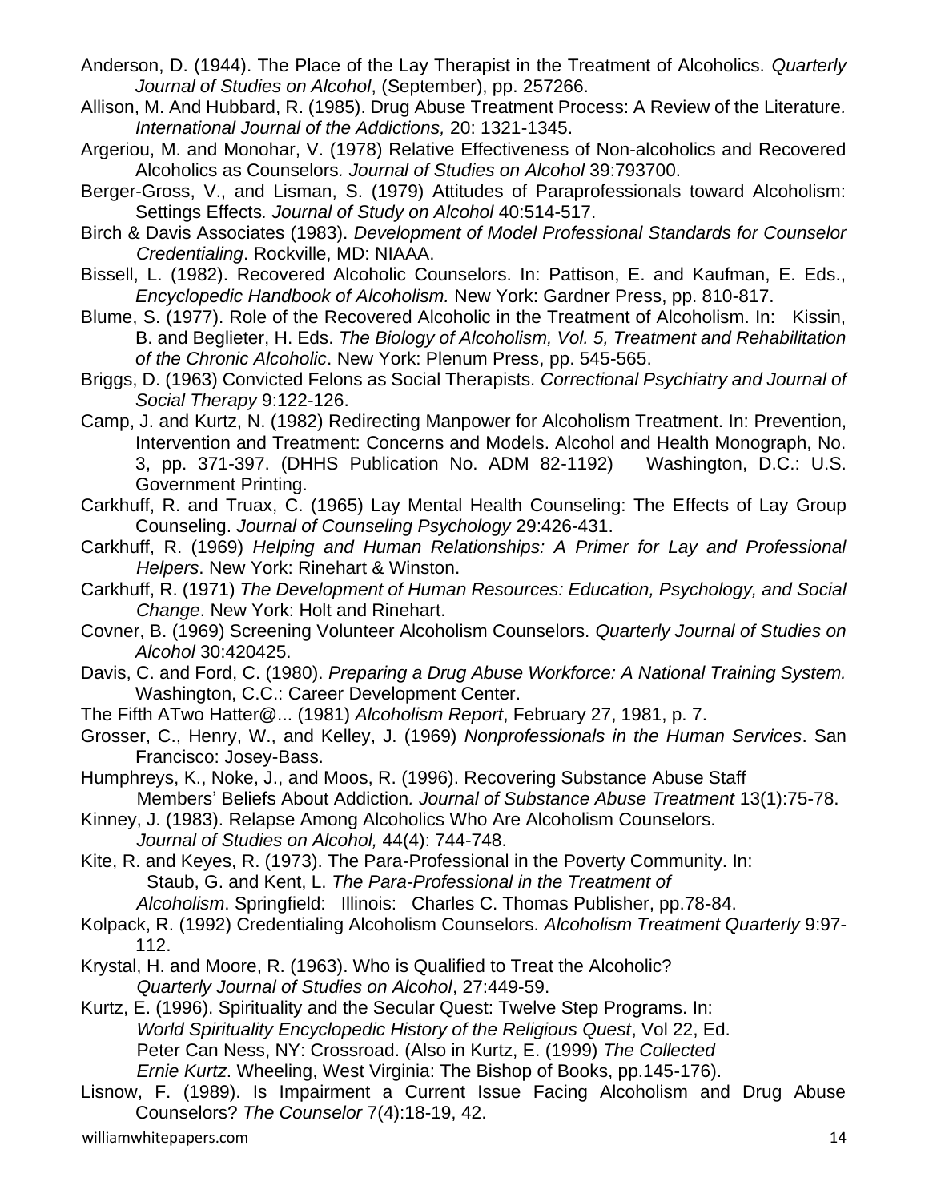Anderson, D. (1944). The Place of the Lay Therapist in the Treatment of Alcoholics. *Quarterly Journal of Studies on Alcohol*, (September), pp. 257266.

Allison, M. And Hubbard, R. (1985). Drug Abuse Treatment Process: A Review of the Literature*. International Journal of the Addictions,* 20: 1321-1345.

Argeriou, M. and Monohar, V. (1978) Relative Effectiveness of Non-alcoholics and Recovered Alcoholics as Counselors*. Journal of Studies on Alcohol* 39:793700.

Berger-Gross, V., and Lisman, S. (1979) Attitudes of Paraprofessionals toward Alcoholism: Settings Effects*. Journal of Study on Alcohol* 40:514-517.

Birch & Davis Associates (1983). *Development of Model Professional Standards for Counselor Credentialing*. Rockville, MD: NIAAA.

Bissell, L. (1982). Recovered Alcoholic Counselors. In: Pattison, E. and Kaufman, E. Eds., *Encyclopedic Handbook of Alcoholism.* New York: Gardner Press, pp. 810-817.

Blume, S. (1977). Role of the Recovered Alcoholic in the Treatment of Alcoholism. In: Kissin, B. and Beglieter, H. Eds. *The Biology of Alcoholism, Vol. 5, Treatment and Rehabilitation of the Chronic Alcoholic*. New York: Plenum Press, pp. 545-565.

Briggs, D. (1963) Convicted Felons as Social Therapists. *Correctional Psychiatry and Journal of Social Therapy* 9:122-126.

Camp, J. and Kurtz, N. (1982) Redirecting Manpower for Alcoholism Treatment. In: Prevention, Intervention and Treatment: Concerns and Models. Alcohol and Health Monograph, No. 3, pp. 371-397. (DHHS Publication No. ADM 82-1192) Washington, D.C.: U.S. Government Printing.

Carkhuff, R. and Truax, C. (1965) Lay Mental Health Counseling: The Effects of Lay Group Counseling. *Journal of Counseling Psychology* 29:426-431.

Carkhuff, R. (1969) *Helping and Human Relationships: A Primer for Lay and Professional Helpers*. New York: Rinehart & Winston.

Carkhuff, R. (1971) *The Development of Human Resources: Education, Psychology, and Social Change*. New York: Holt and Rinehart.

Covner, B. (1969) Screening Volunteer Alcoholism Counselors. *Quarterly Journal of Studies on Alcohol* 30:420425.

Davis, C. and Ford, C. (1980). *Preparing a Drug Abuse Workforce: A National Training System.* Washington, C.C.: Career Development Center.

The Fifth ATwo Hatter@... (1981) *Alcoholism Report*, February 27, 1981, p. 7.

Grosser, C., Henry, W., and Kelley, J. (1969) *Nonprofessionals in the Human Services*. San Francisco: Josey-Bass.

Humphreys, K., Noke, J., and Moos, R. (1996). Recovering Substance Abuse Staff Members' Beliefs About Addiction*. Journal of Substance Abuse Treatment* 13(1):75-78.

Kinney, J. (1983). Relapse Among Alcoholics Who Are Alcoholism Counselors. *Journal of Studies on Alcohol,* 44(4): 744-748.

Kite, R. and Keyes, R. (1973). The Para-Professional in the Poverty Community. In: Staub, G. and Kent, L. *The Para-Professional in the Treatment of Alcoholism*. Springfield: Illinois: Charles C. Thomas Publisher, pp.78-84.

Kolpack, R. (1992) Credentialing Alcoholism Counselors. *Alcoholism Treatment Quarterly* 9:97-112.

Krystal, H. and Moore, R. (1963). Who is Qualified to Treat the Alcoholic? *Quarterly Journal of Studies on Alcohol*, 27:449-59.

Kurtz, E. (1996). Spirituality and the Secular Quest: Twelve Step Programs. In: *World Spirituality Encyclopedic History of the Religious Quest*, Vol 22, Ed. Peter Can Ness, NY: Crossroad. (Also in Kurtz, E. (1999) *The Collected Ernie Kurtz*. Wheeling, West Virginia: The Bishop of Books, pp.145-176).

Lisnow, F. (1989). Is Impairment a Current Issue Facing Alcoholism and Drug Abuse Counselors? *The Counselor* 7(4):18-19, 42.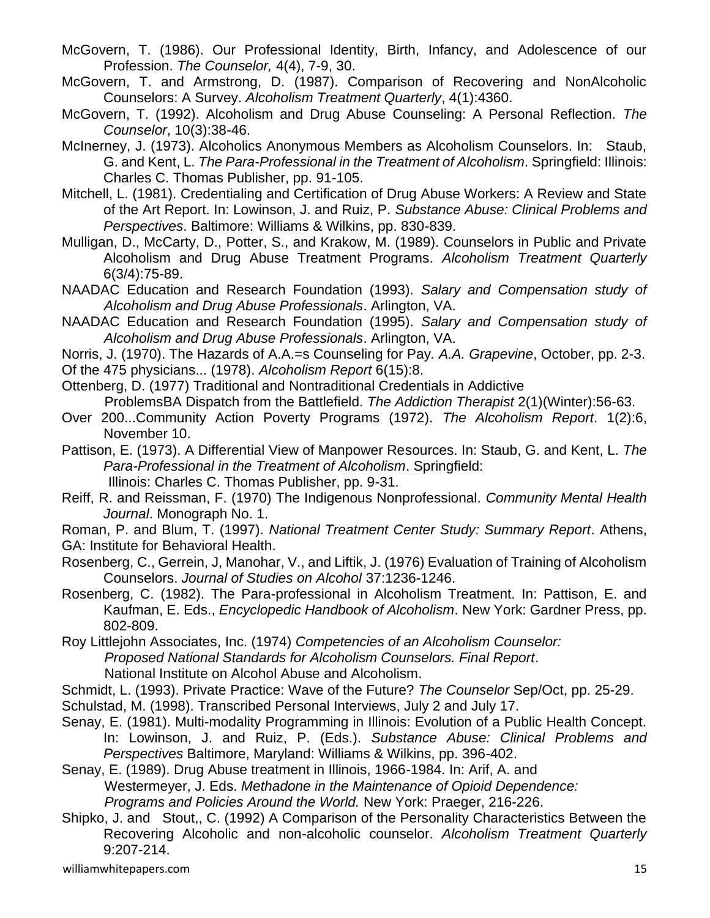McGovern, T. (1986). Our Professional Identity, Birth, Infancy, and Adolescence of our Profession. *The Counselor,* 4(4), 7-9, 30.

McGovern, T. and Armstrong, D. (1987). Comparison of Recovering and NonAlcoholic Counselors: A Survey. *Alcoholism Treatment Quarterly*, 4(1):4360.

McGovern, T. (1992). Alcoholism and Drug Abuse Counseling: A Personal Reflection. *The Counselor*, 10(3):38-46.

McInerney, J. (1973). Alcoholics Anonymous Members as Alcoholism Counselors. In: Staub, G. and Kent, L. *The Para-Professional in the Treatment of Alcoholism*. Springfield: Illinois: Charles C. Thomas Publisher, pp. 91-105.

Mitchell, L. (1981). Credentialing and Certification of Drug Abuse Workers: A Review and State of the Art Report. In: Lowinson, J. and Ruiz, P. *Substance Abuse: Clinical Problems and Perspectives*. Baltimore: Williams & Wilkins, pp. 830-839.

Mulligan, D., McCarty, D., Potter, S., and Krakow, M. (1989). Counselors in Public and Private Alcoholism and Drug Abuse Treatment Programs. *Alcoholism Treatment Quarterly* 6(3/4):75-89.

NAADAC Education and Research Foundation (1993). *Salary and Compensation study of Alcoholism and Drug Abuse Professionals*. Arlington, VA.

NAADAC Education and Research Foundation (1995). *Salary and Compensation study of Alcoholism and Drug Abuse Professionals*. Arlington, VA.

Norris, J. (1970). The Hazards of A.A.=s Counseling for Pay. *A.A. Grapevine*, October, pp. 2-3.

Of the 475 physicians... (1978). *Alcoholism Report* 6(15):8.

Ottenberg, D. (1977) Traditional and Nontraditional Credentials in Addictive ProblemsBA Dispatch from the Battlefield. *The Addiction Therapist* 2(1)(Winter):56-63.

Over 200...Community Action Poverty Programs (1972). *The Alcoholism Report*. 1(2):6, November 10.

Pattison, E. (1973). A Differential View of Manpower Resources. In: Staub, G. and Kent, L. *The Para-Professional in the Treatment of Alcoholism*. Springfield: Illinois: Charles C. Thomas Publisher, pp. 9-31.

Reiff, R. and Reissman, F. (1970) The Indigenous Nonprofessional. *Community Mental Health Journal*. Monograph No. 1.

Roman, P. and Blum, T. (1997). *National Treatment Center Study: Summary Report*. Athens, GA: Institute for Behavioral Health.

Rosenberg, C., Gerrein, J, Manohar, V., and Liftik, J. (1976) Evaluation of Training of Alcoholism Counselors. *Journal of Studies on Alcohol* 37:1236-1246.

Rosenberg, C. (1982). The Para-professional in Alcoholism Treatment. In: Pattison, E. and Kaufman, E. Eds., *Encyclopedic Handbook of Alcoholism*. New York: Gardner Press, pp. 802-809.

Roy Littlejohn Associates, Inc. (1974) *Competencies of an Alcoholism Counselor: Proposed National Standards for Alcoholism Counselors. Final Report*. National Institute on Alcohol Abuse and Alcoholism.

Schmidt, L. (1993). Private Practice: Wave of the Future? *The Counselor* Sep/Oct, pp. 25-29.

Schulstad, M. (1998). Transcribed Personal Interviews, July 2 and July 17.

Senay, E. (1981). Multi-modality Programming in Illinois: Evolution of a Public Health Concept. In: Lowinson, J. and Ruiz, P. (Eds.). *Substance Abuse: Clinical Problems and Perspectives* Baltimore, Maryland: Williams & Wilkins, pp. 396-402.

Senay, E. (1989). Drug Abuse treatment in Illinois, 1966-1984. In: Arif, A. and Westermeyer, J. Eds. *Methadone in the Maintenance of Opioid Dependence: Programs and Policies Around the World.* New York: Praeger, 216-226.

Shipko, J. and Stout,, C. (1992) A Comparison of the Personality Characteristics Between the Recovering Alcoholic and non-alcoholic counselor. *Alcoholism Treatment Quarterly* 9:207-214.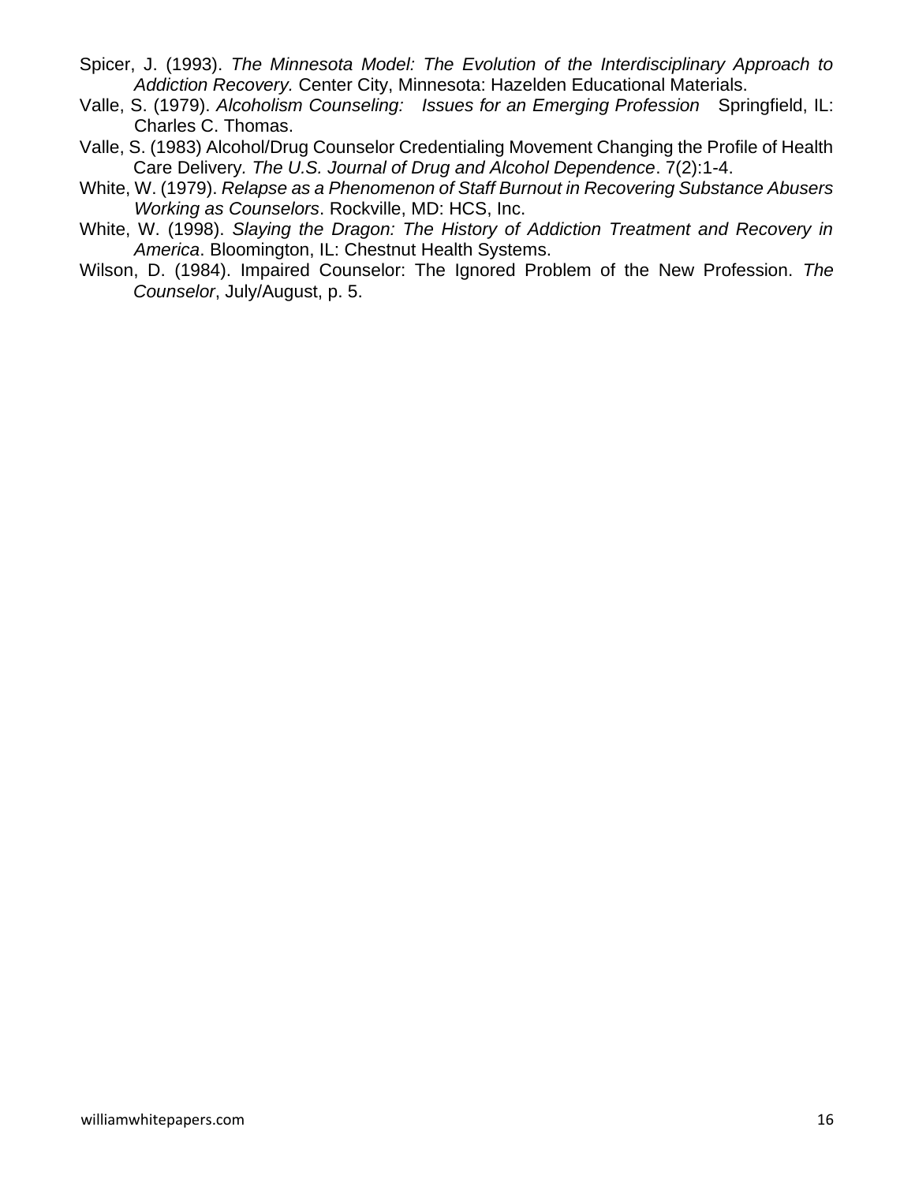Spicer, J. (1993). *The Minnesota Model: The Evolution of the Interdisciplinary Approach to Addiction Recovery.* Center City, Minnesota: Hazelden Educational Materials.

Valle, S. (1979). *Alcoholism Counseling: Issues for an Emerging Profession* Springfield, IL: Charles C. Thomas.

Valle, S. (1983) Alcohol/Drug Counselor Credentialing Movement Changing the Profile of Health Care Delivery. *The U.S. Journal of Drug and Alcohol Dependence*. 7(2):1-4.

White, W. (1979). *Relapse as a Phenomenon of Staff Burnout in Recovering Substance Abusers Working as Counselors*. Rockville, MD: HCS, Inc.

White, W. (1998). *Slaying the Dragon: The History of Addiction Treatment and Recovery in America*. Bloomington, IL: Chestnut Health Systems.

Wilson, D. (1984). Impaired Counselor: The Ignored Problem of the New Profession. *The Counselor*, July/August, p. 5.